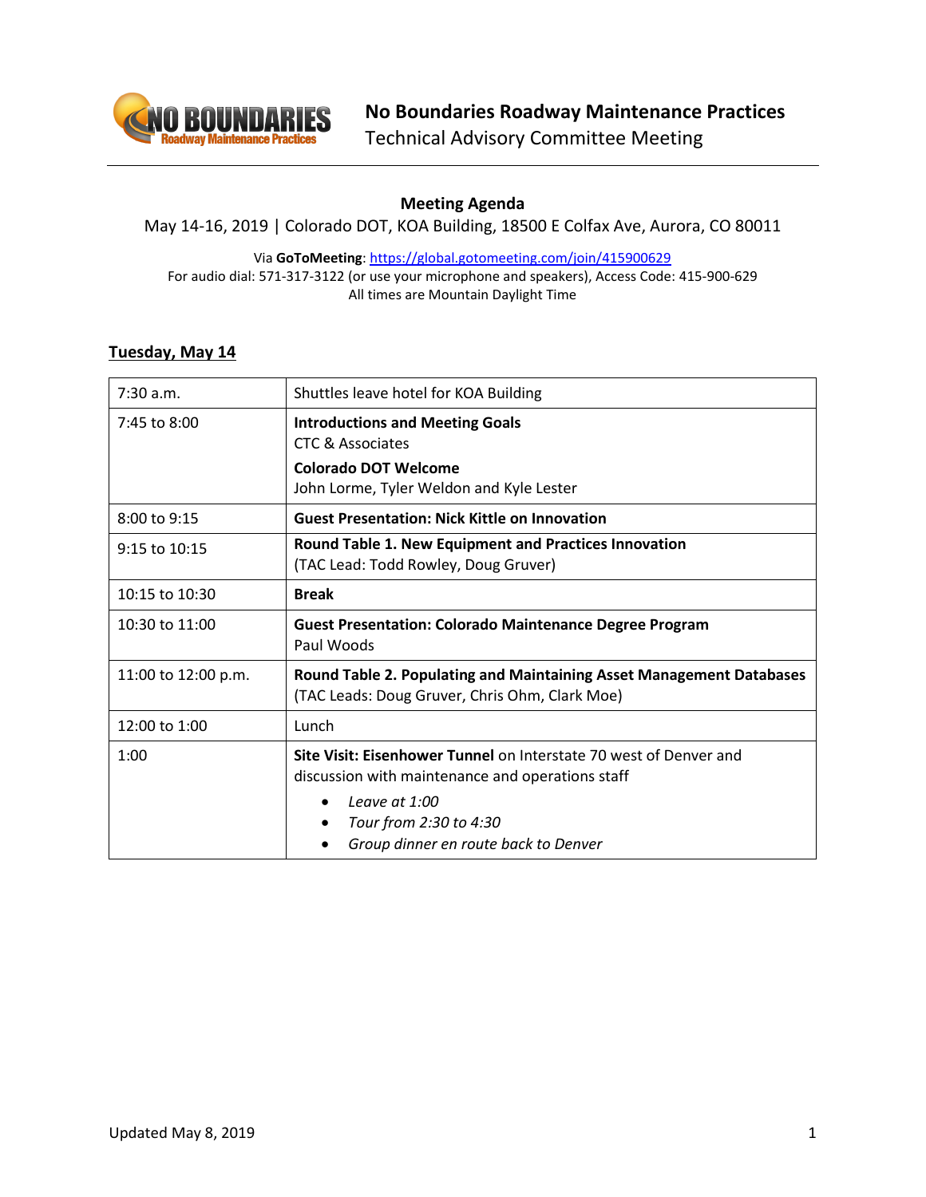# No Boundaries Roadway Maintenance Practices

Technical Advisory Committee Meeting

## Meeting Agenda

May 14-16, 2019 | Colorado DOT, KOA Building, 18500 E Colfax Ave, Aurora, CO 80011

Via **GoToMeeting**: https://global.gotomeeting.com/join/415900629
For audio dial: 571-317-3122 (or use your microphone and speakers), Access Code: 415-900-629
All times are Mountain Daylight Time

### Tuesday, May 14

| Time | Session |
|---|---|
| 7:30 a.m. | Shuttles leave hotel for KOA Building |
| 7:45 to 8:00 | **Introductions and Meeting Goals**<br>CTC & Associates<br>**Colorado DOT Welcome**<br>John Lorme, Tyler Weldon and Kyle Lester |
| 8:00 to 9:15 | **Guest Presentation: Nick Kittle on Innovation** |
| 9:15 to 10:15 | **Round Table 1. New Equipment and Practices Innovation**<br>(TAC Lead: Todd Rowley, Doug Gruver) |
| 10:15 to 10:30 | **Break** |
| 10:30 to 11:00 | **Guest Presentation: Colorado Maintenance Degree Program**<br>Paul Woods |
| 11:00 to 12:00 p.m. | **Round Table 2. Populating and Maintaining Asset Management Databases**<br>(TAC Leads: Doug Gruver, Chris Ohm, Clark Moe) |
| 12:00 to 1:00 | Lunch |
| 1:00 | **Site Visit: Eisenhower Tunnel** on Interstate 70 west of Denver and discussion with maintenance and operations staff<br>• *Leave at 1:00*<br>• *Tour from 2:30 to 4:30*<br>• *Group dinner en route back to Denver* |

Updated May 8, 2019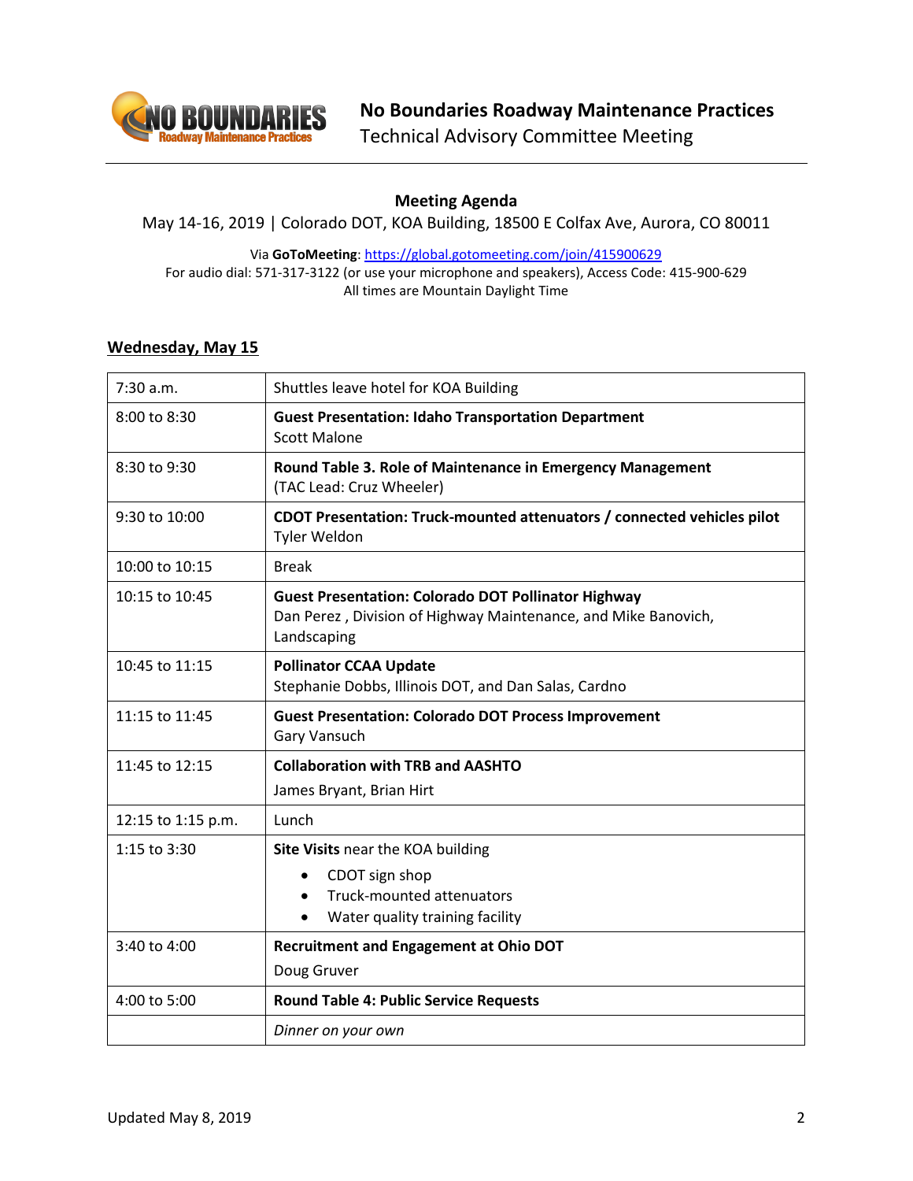# No Boundaries Roadway Maintenance Practices

Technical Advisory Committee Meeting

**Meeting Agenda**

May 14-16, 2019 | Colorado DOT, KOA Building, 18500 E Colfax Ave, Aurora, CO 80011

Via **GoToMeeting**: https://global.gotomeeting.com/join/415900629
For audio dial: 571-317-3122 (or use your microphone and speakers), Access Code: 415-900-629
All times are Mountain Daylight Time

## Wednesday, May 15

| Time | Session |
|---|---|
| 7:30 a.m. | Shuttles leave hotel for KOA Building |
| 8:00 to 8:30 | **Guest Presentation: Idaho Transportation Department**<br>Scott Malone |
| 8:30 to 9:30 | **Round Table 3. Role of Maintenance in Emergency Management**<br>(TAC Lead: Cruz Wheeler) |
| 9:30 to 10:00 | **CDOT Presentation: Truck-mounted attenuators / connected vehicles pilot**<br>Tyler Weldon |
| 10:00 to 10:15 | Break |
| 10:15 to 10:45 | **Guest Presentation: Colorado DOT Pollinator Highway**<br>Dan Perez , Division of Highway Maintenance, and Mike Banovich, Landscaping |
| 10:45 to 11:15 | **Pollinator CCAA Update**<br>Stephanie Dobbs, Illinois DOT, and Dan Salas, Cardno |
| 11:15 to 11:45 | **Guest Presentation: Colorado DOT Process Improvement**<br>Gary Vansuch |
| 11:45 to 12:15 | **Collaboration with TRB and AASHTO**<br>James Bryant, Brian Hirt |
| 12:15 to 1:15 p.m. | Lunch |
| 1:15 to 3:30 | **Site Visits** near the KOA building<br>• CDOT sign shop<br>• Truck-mounted attenuators<br>• Water quality training facility |
| 3:40 to 4:00 | **Recruitment and Engagement at Ohio DOT**<br>Doug Gruver |
| 4:00 to 5:00 | **Round Table 4: Public Service Requests** |
| | *Dinner on your own* |

Updated May 8, 2019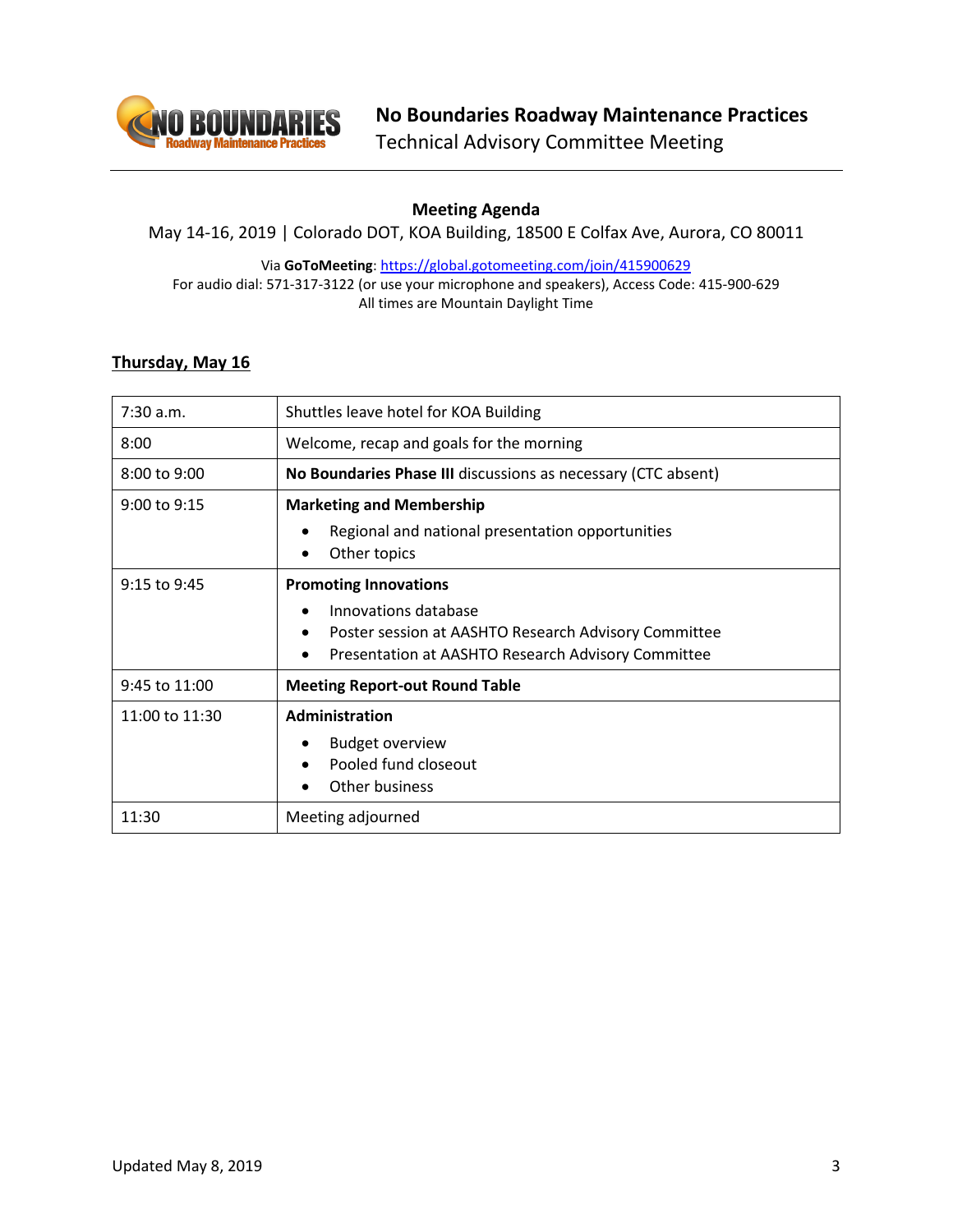# No Boundaries Roadway Maintenance Practices

Technical Advisory Committee Meeting

**Meeting Agenda**

May 14-16, 2019 | Colorado DOT, KOA Building, 18500 E Colfax Ave, Aurora, CO 80011

Via **GoToMeeting**: https://global.gotomeeting.com/join/415900629
For audio dial: 571-317-3122 (or use your microphone and speakers), Access Code: 415-900-629
All times are Mountain Daylight Time

## Thursday, May 16

| | |
|---|---|
| 7:30 a.m. | Shuttles leave hotel for KOA Building |
| 8:00 | Welcome, recap and goals for the morning |
| 8:00 to 9:00 | **No Boundaries Phase III** discussions as necessary (CTC absent) |
| 9:00 to 9:15 | **Marketing and Membership**<br>• Regional and national presentation opportunities<br>• Other topics |
| 9:15 to 9:45 | **Promoting Innovations**<br>• Innovations database<br>• Poster session at AASHTO Research Advisory Committee<br>• Presentation at AASHTO Research Advisory Committee |
| 9:45 to 11:00 | **Meeting Report-out Round Table** |
| 11:00 to 11:30 | **Administration**<br>• Budget overview<br>• Pooled fund closeout<br>• Other business |
| 11:30 | Meeting adjourned |

Updated May 8, 2019